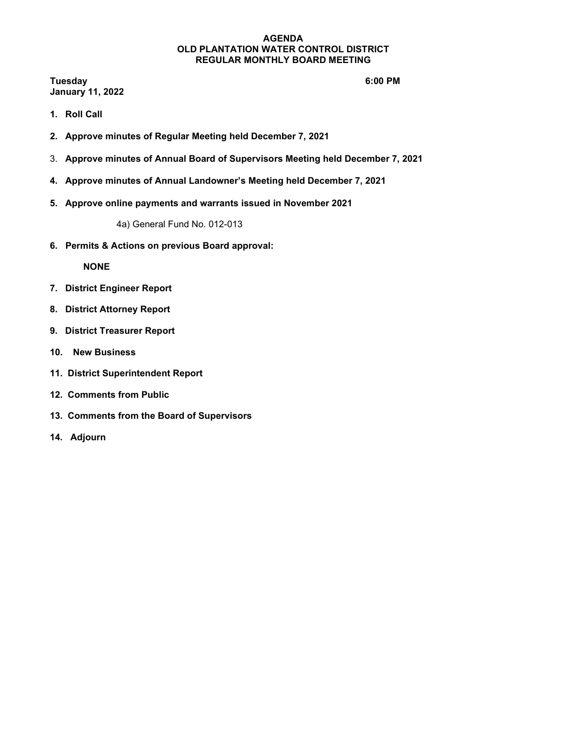**AGENDA**
**OLD PLANTATION WATER CONTROL DISTRICT**
**REGULAR MONTHLY BOARD MEETING**

**Tuesday** **6:00 PM**
**January 11, 2022**

1. **Roll Call**

2. **Approve minutes of Regular Meeting held December 7, 2021**

3. **Approve minutes of Annual Board of Supervisors Meeting held December 7, 2021**

4. **Approve minutes of Annual Landowner's Meeting held December 7, 2021**

5. **Approve online payments and warrants issued in November 2021**

   4a) General Fund No. 012-013

6. **Permits & Actions on previous Board approval:**

   **NONE**

7. **District Engineer Report**

8. **District Attorney Report**

9. **District Treasurer Report**

10. **New Business**

11. **District Superintendent Report**

12. **Comments from Public**

13. **Comments from the Board of Supervisors**

14. **Adjourn**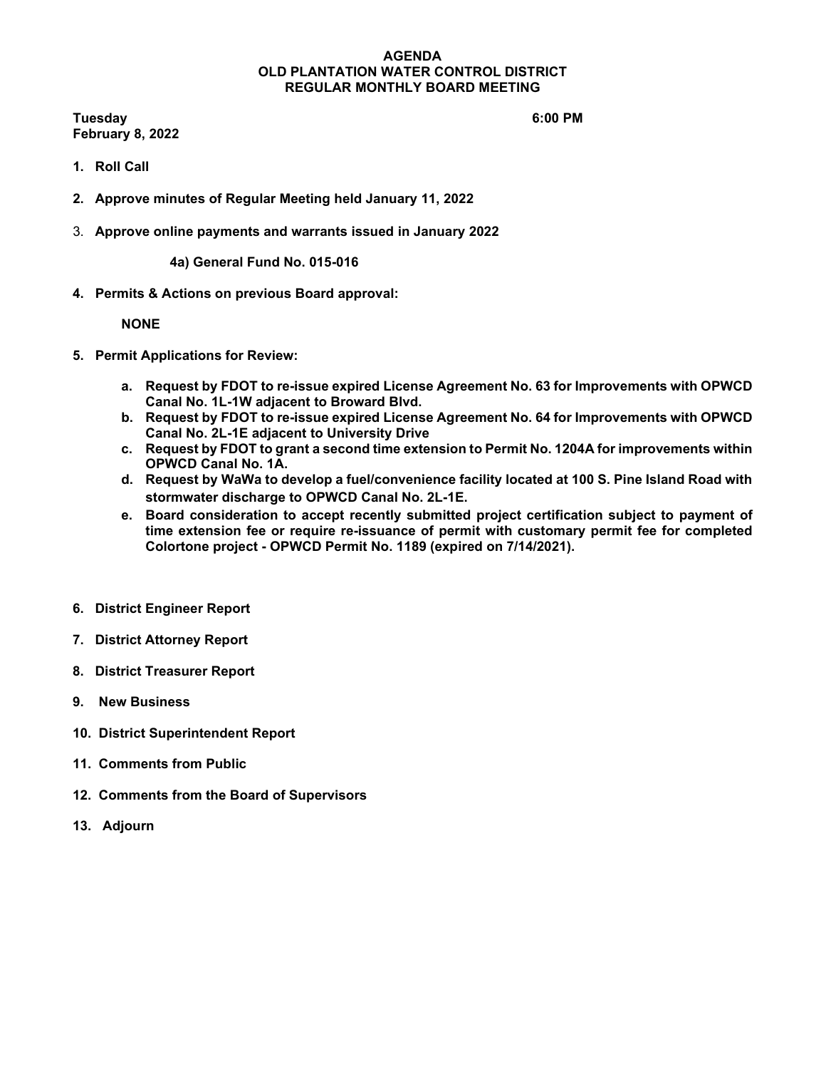# AGENDA
## OLD PLANTATION WATER CONTROL DISTRICT
## REGULAR MONTHLY BOARD MEETING

**Tuesday** **6:00 PM**
**February 8, 2022**

1. **Roll Call**

2. **Approve minutes of Regular Meeting held January 11, 2022**

3. **Approve online payments and warrants issued in January 2022**

   **4a) General Fund No. 015-016**

4. **Permits & Actions on previous Board approval:**

   **NONE**

5. **Permit Applications for Review:**

   a. **Request by FDOT to re-issue expired License Agreement No. 63 for Improvements with OPWCD Canal No. 1L-1W adjacent to Broward Blvd.**
   b. **Request by FDOT to re-issue expired License Agreement No. 64 for Improvements with OPWCD Canal No. 2L-1E adjacent to University Drive**
   c. **Request by FDOT to grant a second time extension to Permit No. 1204A for improvements within OPWCD Canal No. 1A.**
   d. **Request by WaWa to develop a fuel/convenience facility located at 100 S. Pine Island Road with stormwater discharge to OPWCD Canal No. 2L-1E.**
   e. **Board consideration to accept recently submitted project certification subject to payment of time extension fee or require re-issuance of permit with customary permit fee for completed Colortone project - OPWCD Permit No. 1189 (expired on 7/14/2021).**

6. **District Engineer Report**

7. **District Attorney Report**

8. **District Treasurer Report**

9. **New Business**

10. **District Superintendent Report**

11. **Comments from Public**

12. **Comments from the Board of Supervisors**

13. **Adjourn**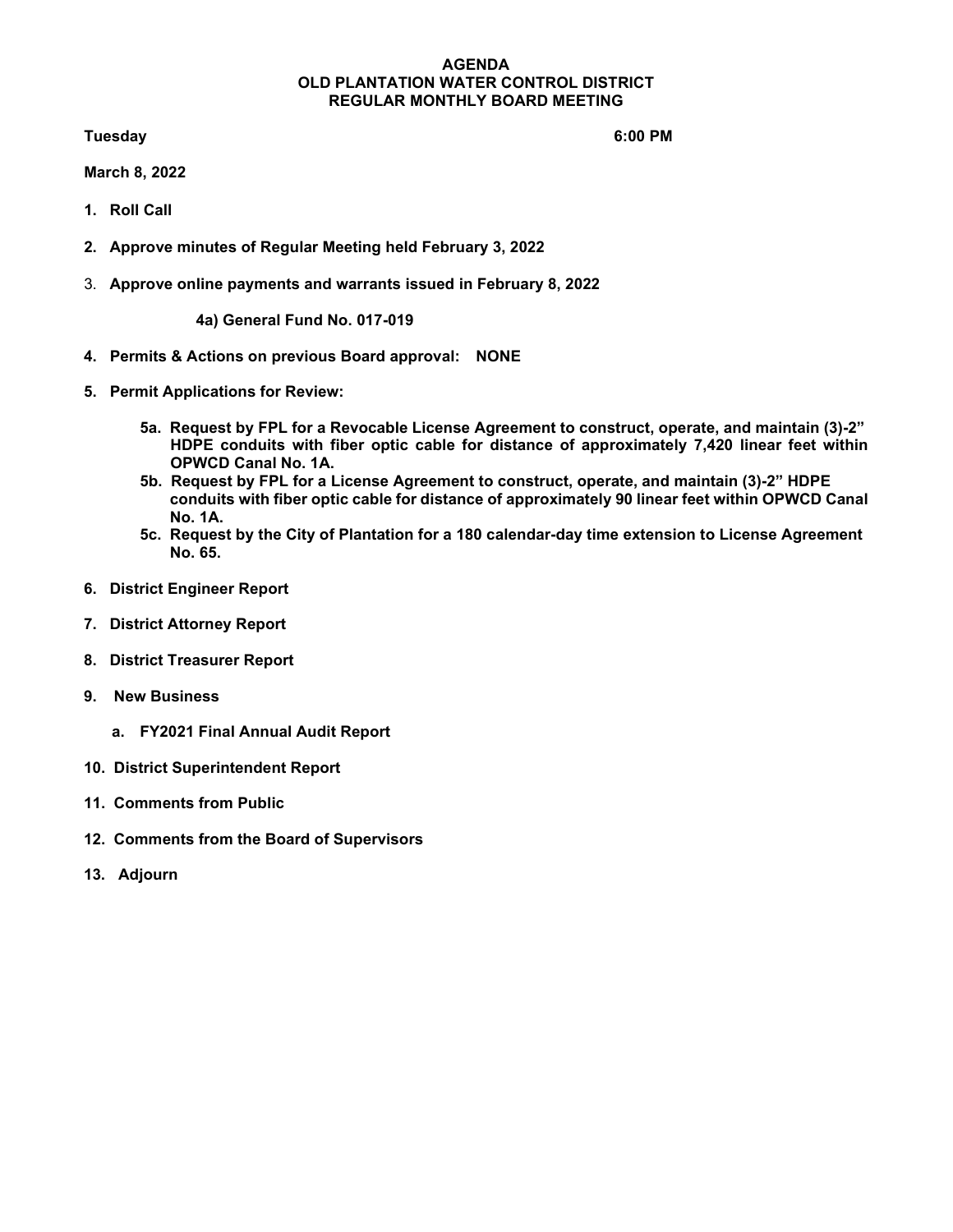**AGENDA**
**OLD PLANTATION WATER CONTROL DISTRICT**
**REGULAR MONTHLY BOARD MEETING**

**Tuesday** **6:00 PM**

**March 8, 2022**

1. **Roll Call**

2. **Approve minutes of Regular Meeting held February 3, 2022**

3. **Approve online payments and warrants issued in February 8, 2022**

   **4a) General Fund No. 017-019**

4. **Permits & Actions on previous Board approval: NONE**

5. **Permit Applications for Review:**

   **5a. Request by FPL for a Revocable License Agreement to construct, operate, and maintain (3)-2" HDPE conduits with fiber optic cable for distance of approximately 7,420 linear feet within OPWCD Canal No. 1A.**
   **5b. Request by FPL for a License Agreement to construct, operate, and maintain (3)-2" HDPE conduits with fiber optic cable for distance of approximately 90 linear feet within OPWCD Canal No. 1A.**
   **5c. Request by the City of Plantation for a 180 calendar-day time extension to License Agreement No. 65.**

6. **District Engineer Report**

7. **District Attorney Report**

8. **District Treasurer Report**

9. **New Business**

   a. **FY2021 Final Annual Audit Report**

10. **District Superintendent Report**

11. **Comments from Public**

12. **Comments from the Board of Supervisors**

13. **Adjourn**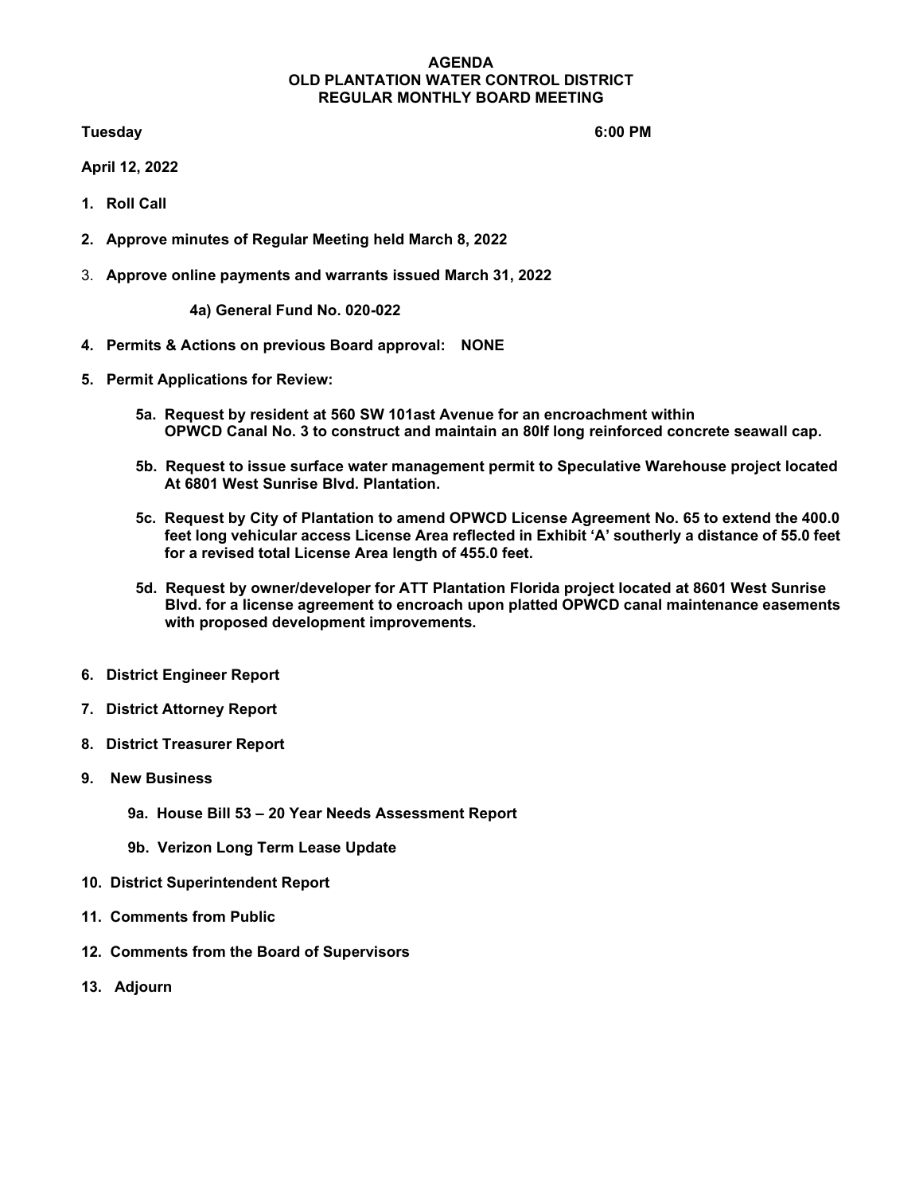**AGENDA**
**OLD PLANTATION WATER CONTROL DISTRICT**
**REGULAR MONTHLY BOARD MEETING**

**Tuesday** **6:00 PM**

**April 12, 2022**

1. **Roll Call**

2. **Approve minutes of Regular Meeting held March 8, 2022**

3. **Approve online payments and warrants issued March 31, 2022**

   **4a) General Fund No. 020-022**

4. **Permits & Actions on previous Board approval: NONE**

5. **Permit Applications for Review:**

   **5a. Request by resident at 560 SW 101ast Avenue for an encroachment within OPWCD Canal No. 3 to construct and maintain an 80lf long reinforced concrete seawall cap.**

   **5b. Request to issue surface water management permit to Speculative Warehouse project located At 6801 West Sunrise Blvd. Plantation.**

   **5c. Request by City of Plantation to amend OPWCD License Agreement No. 65 to extend the 400.0 feet long vehicular access License Area reflected in Exhibit 'A' southerly a distance of 55.0 feet for a revised total License Area length of 455.0 feet.**

   **5d. Request by owner/developer for ATT Plantation Florida project located at 8601 West Sunrise Blvd. for a license agreement to encroach upon platted OPWCD canal maintenance easements with proposed development improvements.**

6. **District Engineer Report**

7. **District Attorney Report**

8. **District Treasurer Report**

9. **New Business**

   **9a. House Bill 53 – 20 Year Needs Assessment Report**

   **9b. Verizon Long Term Lease Update**

10. **District Superintendent Report**

11. **Comments from Public**

12. **Comments from the Board of Supervisors**

13. **Adjourn**